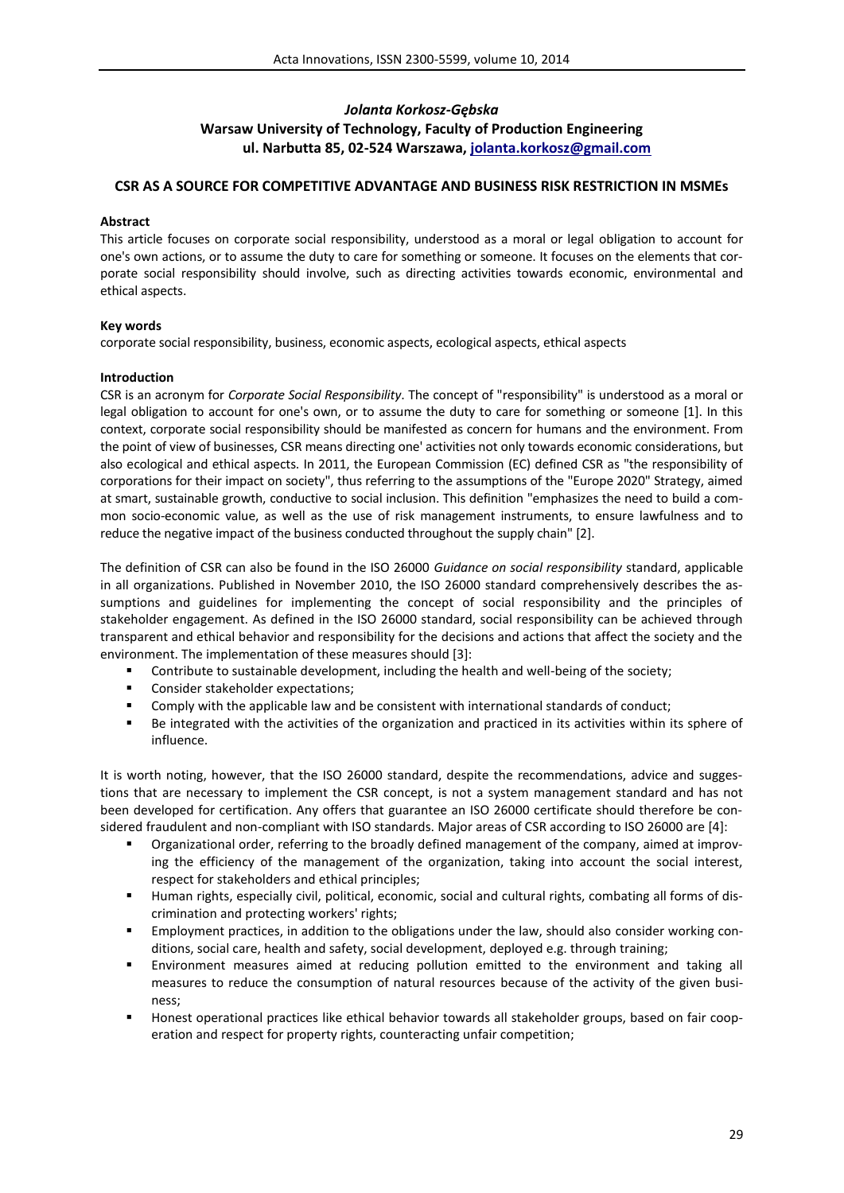*Jolanta Korkosz-Gębska*

**Warsaw University of Technology, Faculty of Production Engineering**
**ul. Narbutta 85, 02-524 Warszawa, jolanta.korkosz@gmail.com**

## CSR AS A SOURCE FOR COMPETITIVE ADVANTAGE AND BUSINESS RISK RESTRICTION IN MSMEs

### Abstract

This article focuses on corporate social responsibility, understood as a moral or legal obligation to account for one's own actions, or to assume the duty to care for something or someone. It focuses on the elements that corporate social responsibility should involve, such as directing activities towards economic, environmental and ethical aspects.

### Key words

corporate social responsibility, business, economic aspects, ecological aspects, ethical aspects

### Introduction

CSR is an acronym for *Corporate Social Responsibility*. The concept of "responsibility" is understood as a moral or legal obligation to account for one's own, or to assume the duty to care for something or someone [1]. In this context, corporate social responsibility should be manifested as concern for humans and the environment. From the point of view of businesses, CSR means directing one' activities not only towards economic considerations, but also ecological and ethical aspects. In 2011, the European Commission (EC) defined CSR as "the responsibility of corporations for their impact on society", thus referring to the assumptions of the "Europe 2020" Strategy, aimed at smart, sustainable growth, conductive to social inclusion. This definition "emphasizes the need to build a common socio-economic value, as well as the use of risk management instruments, to ensure lawfulness and to reduce the negative impact of the business conducted throughout the supply chain" [2].

The definition of CSR can also be found in the ISO 26000 *Guidance on social responsibility* standard, applicable in all organizations. Published in November 2010, the ISO 26000 standard comprehensively describes the assumptions and guidelines for implementing the concept of social responsibility and the principles of stakeholder engagement. As defined in the ISO 26000 standard, social responsibility can be achieved through transparent and ethical behavior and responsibility for the decisions and actions that affect the society and the environment. The implementation of these measures should [3]:

- Contribute to sustainable development, including the health and well-being of the society;
- Consider stakeholder expectations;
- Comply with the applicable law and be consistent with international standards of conduct;
- Be integrated with the activities of the organization and practiced in its activities within its sphere of influence.

It is worth noting, however, that the ISO 26000 standard, despite the recommendations, advice and suggestions that are necessary to implement the CSR concept, is not a system management standard and has not been developed for certification. Any offers that guarantee an ISO 26000 certificate should therefore be considered fraudulent and non-compliant with ISO standards. Major areas of CSR according to ISO 26000 are [4]:

- Organizational order, referring to the broadly defined management of the company, aimed at improving the efficiency of the management of the organization, taking into account the social interest, respect for stakeholders and ethical principles;
- Human rights, especially civil, political, economic, social and cultural rights, combating all forms of discrimination and protecting workers' rights;
- Employment practices, in addition to the obligations under the law, should also consider working conditions, social care, health and safety, social development, deployed e.g. through training;
- Environment measures aimed at reducing pollution emitted to the environment and taking all measures to reduce the consumption of natural resources because of the activity of the given business;
- Honest operational practices like ethical behavior towards all stakeholder groups, based on fair cooperation and respect for property rights, counteracting unfair competition;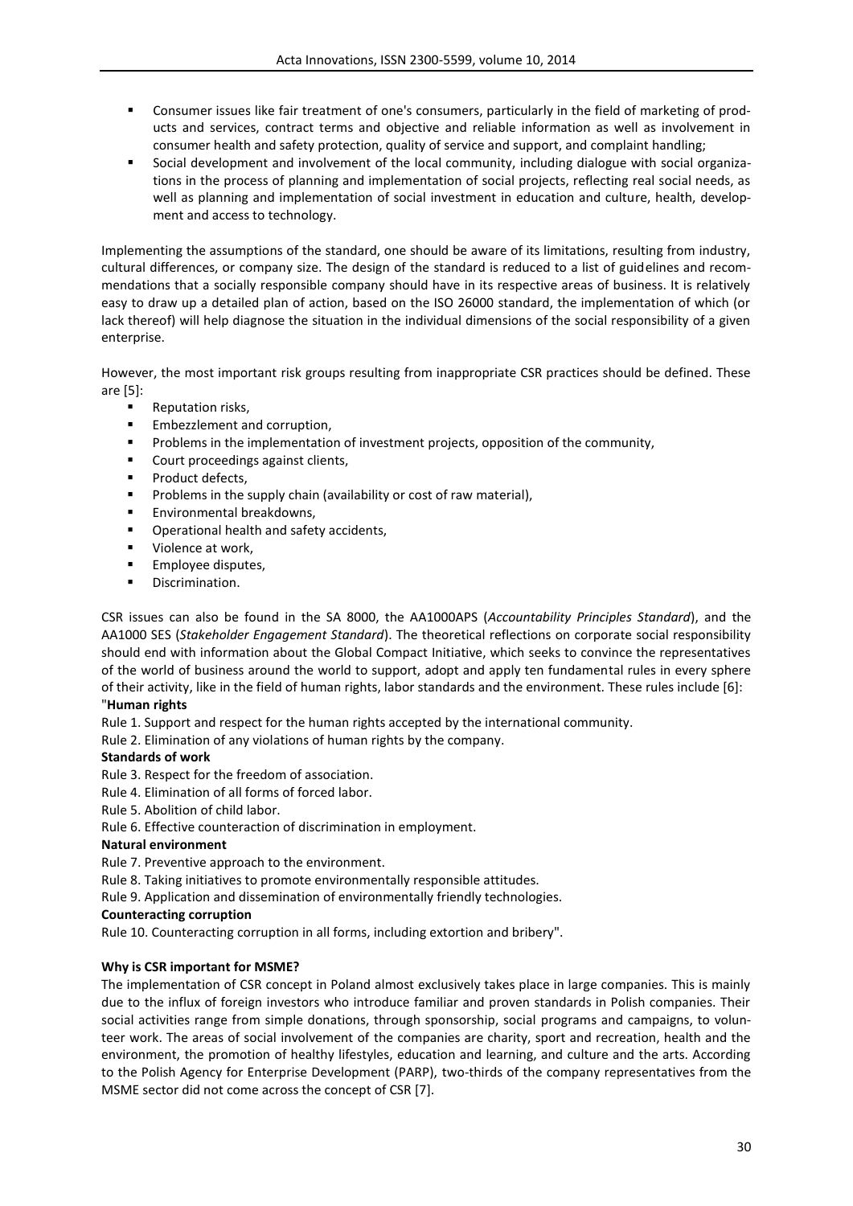- Consumer issues like fair treatment of one's consumers, particularly in the field of marketing of products and services, contract terms and objective and reliable information as well as involvement in consumer health and safety protection, quality of service and support, and complaint handling;
- Social development and involvement of the local community, including dialogue with social organizations in the process of planning and implementation of social projects, reflecting real social needs, as well as planning and implementation of social investment in education and culture, health, development and access to technology.

Implementing the assumptions of the standard, one should be aware of its limitations, resulting from industry, cultural differences, or company size. The design of the standard is reduced to a list of guidelines and recommendations that a socially responsible company should have in its respective areas of business. It is relatively easy to draw up a detailed plan of action, based on the ISO 26000 standard, the implementation of which (or lack thereof) will help diagnose the situation in the individual dimensions of the social responsibility of a given enterprise.

However, the most important risk groups resulting from inappropriate CSR practices should be defined. These are [5]:

- Reputation risks,
- Embezzlement and corruption,
- Problems in the implementation of investment projects, opposition of the community,
- Court proceedings against clients,
- Product defects,
- Problems in the supply chain (availability or cost of raw material),
- Environmental breakdowns,
- Operational health and safety accidents,
- Violence at work,
- Employee disputes,
- Discrimination.

CSR issues can also be found in the SA 8000, the AA1000APS (*Accountability Principles Standard*), and the AA1000 SES (*Stakeholder Engagement Standard*). The theoretical reflections on corporate social responsibility should end with information about the Global Compact Initiative, which seeks to convince the representatives of the world of business around the world to support, adopt and apply ten fundamental rules in every sphere of their activity, like in the field of human rights, labor standards and the environment. These rules include [6]:

"**Human rights**

Rule 1. Support and respect for the human rights accepted by the international community.

Rule 2. Elimination of any violations of human rights by the company.

**Standards of work**

Rule 3. Respect for the freedom of association.

Rule 4. Elimination of all forms of forced labor.

Rule 5. Abolition of child labor.

Rule 6. Effective counteraction of discrimination in employment.

**Natural environment**

Rule 7. Preventive approach to the environment.

Rule 8. Taking initiatives to promote environmentally responsible attitudes.

Rule 9. Application and dissemination of environmentally friendly technologies.

**Counteracting corruption**

Rule 10. Counteracting corruption in all forms, including extortion and bribery".

**Why is CSR important for MSME?**

The implementation of CSR concept in Poland almost exclusively takes place in large companies. This is mainly due to the influx of foreign investors who introduce familiar and proven standards in Polish companies. Their social activities range from simple donations, through sponsorship, social programs and campaigns, to volunteer work. The areas of social involvement of the companies are charity, sport and recreation, health and the environment, the promotion of healthy lifestyles, education and learning, and culture and the arts. According to the Polish Agency for Enterprise Development (PARP), two-thirds of the company representatives from the MSME sector did not come across the concept of CSR [7].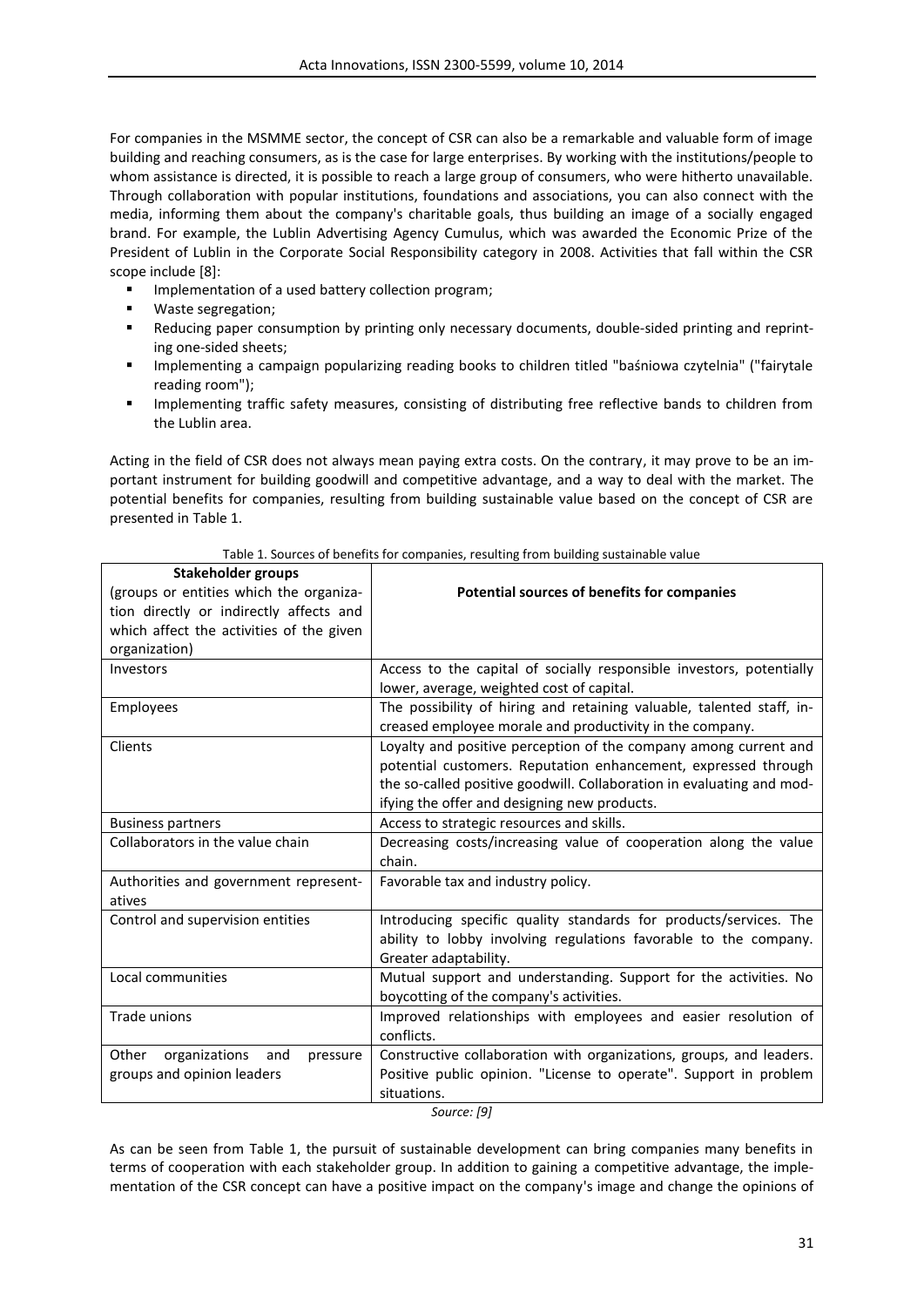For companies in the MSMME sector, the concept of CSR can also be a remarkable and valuable form of image building and reaching consumers, as is the case for large enterprises. By working with the institutions/people to whom assistance is directed, it is possible to reach a large group of consumers, who were hitherto unavailable. Through collaboration with popular institutions, foundations and associations, you can also connect with the media, informing them about the company's charitable goals, thus building an image of a socially engaged brand. For example, the Lublin Advertising Agency Cumulus, which was awarded the Economic Prize of the President of Lublin in the Corporate Social Responsibility category in 2008. Activities that fall within the CSR scope include [8]:

- Implementation of a used battery collection program;
- Waste segregation;
- Reducing paper consumption by printing only necessary documents, double-sided printing and reprinting one-sided sheets;
- Implementing a campaign popularizing reading books to children titled "baśniowa czytelnia" ("fairytale reading room");
- Implementing traffic safety measures, consisting of distributing free reflective bands to children from the Lublin area.

Acting in the field of CSR does not always mean paying extra costs. On the contrary, it may prove to be an important instrument for building goodwill and competitive advantage, and a way to deal with the market. The potential benefits for companies, resulting from building sustainable value based on the concept of CSR are presented in Table 1.

Table 1. Sources of benefits for companies, resulting from building sustainable value

| **Stakeholder groups** (groups or entities which the organization directly or indirectly affects and which affect the activities of the given organization) | **Potential sources of benefits for companies** |
|---|---|
| Investors | Access to the capital of socially responsible investors, potentially lower, average, weighted cost of capital. |
| Employees | The possibility of hiring and retaining valuable, talented staff, increased employee morale and productivity in the company. |
| Clients | Loyalty and positive perception of the company among current and potential customers. Reputation enhancement, expressed through the so-called positive goodwill. Collaboration in evaluating and modifying the offer and designing new products. |
| Business partners | Access to strategic resources and skills. |
| Collaborators in the value chain | Decreasing costs/increasing value of cooperation along the value chain. |
| Authorities and government representatives | Favorable tax and industry policy. |
| Control and supervision entities | Introducing specific quality standards for products/services. The ability to lobby involving regulations favorable to the company. Greater adaptability. |
| Local communities | Mutual support and understanding. Support for the activities. No boycotting of the company's activities. |
| Trade unions | Improved relationships with employees and easier resolution of conflicts. |
| Other organizations and pressure groups and opinion leaders | Constructive collaboration with organizations, groups, and leaders. Positive public opinion. "License to operate". Support in problem situations. |

*Source: [9]*

As can be seen from Table 1, the pursuit of sustainable development can bring companies many benefits in terms of cooperation with each stakeholder group. In addition to gaining a competitive advantage, the implementation of the CSR concept can have a positive impact on the company's image and change the opinions of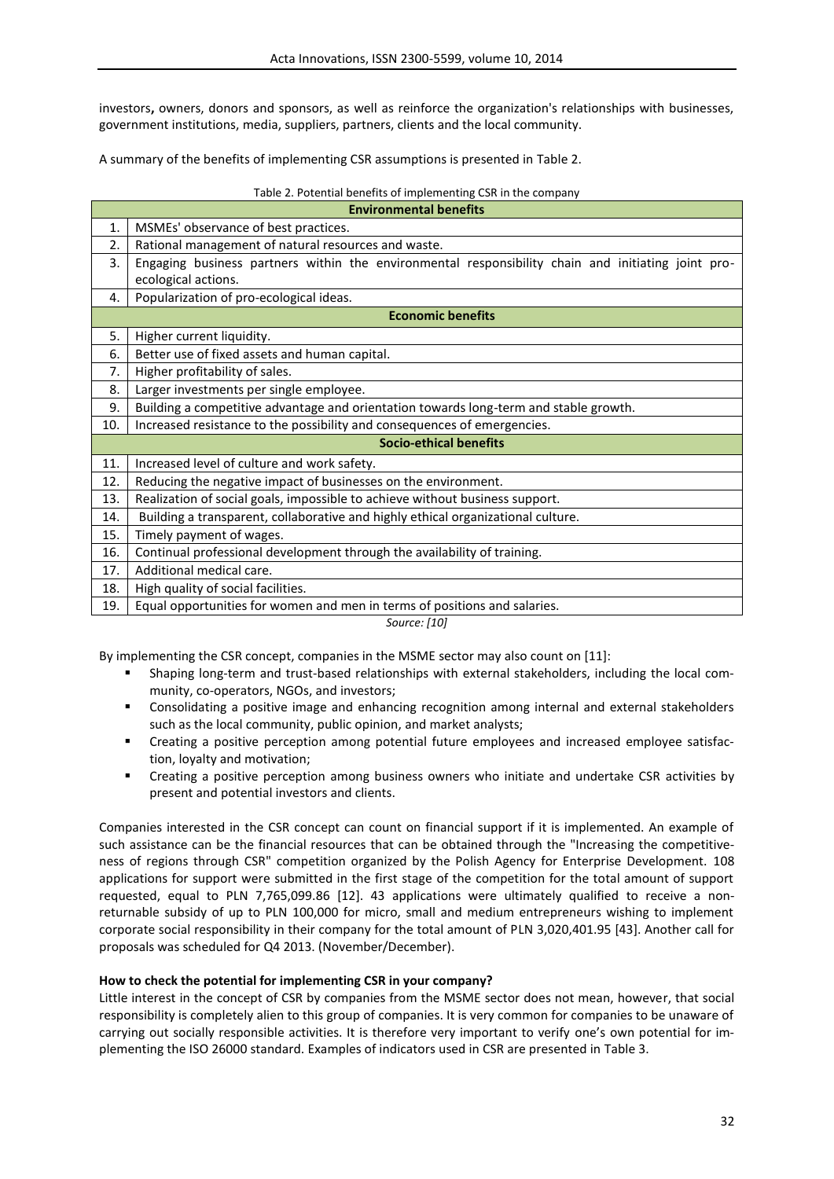investors**,** owners, donors and sponsors, as well as reinforce the organization's relationships with businesses, government institutions, media, suppliers, partners, clients and the local community.

A summary of the benefits of implementing CSR assumptions is presented in Table 2.

Table 2. Potential benefits of implementing CSR in the company

| | |
|---|---|
| | **Environmental benefits** |
| 1. | MSMEs' observance of best practices. |
| 2. | Rational management of natural resources and waste. |
| 3. | Engaging business partners within the environmental responsibility chain and initiating joint pro-ecological actions. |
| 4. | Popularization of pro-ecological ideas. |
| | **Economic benefits** |
| 5. | Higher current liquidity. |
| 6. | Better use of fixed assets and human capital. |
| 7. | Higher profitability of sales. |
| 8. | Larger investments per single employee. |
| 9. | Building a competitive advantage and orientation towards long-term and stable growth. |
| 10. | Increased resistance to the possibility and consequences of emergencies. |
| | **Socio-ethical benefits** |
| 11. | Increased level of culture and work safety. |
| 12. | Reducing the negative impact of businesses on the environment. |
| 13. | Realization of social goals, impossible to achieve without business support. |
| 14. | Building a transparent, collaborative and highly ethical organizational culture. |
| 15. | Timely payment of wages. |
| 16. | Continual professional development through the availability of training. |
| 17. | Additional medical care. |
| 18. | High quality of social facilities. |
| 19. | Equal opportunities for women and men in terms of positions and salaries. |

*Source: [10]*

By implementing the CSR concept, companies in the MSME sector may also count on [11]:

- Shaping long-term and trust-based relationships with external stakeholders, including the local community, co-operators, NGOs, and investors;
- Consolidating a positive image and enhancing recognition among internal and external stakeholders such as the local community, public opinion, and market analysts;
- Creating a positive perception among potential future employees and increased employee satisfaction, loyalty and motivation;
- Creating a positive perception among business owners who initiate and undertake CSR activities by present and potential investors and clients.

Companies interested in the CSR concept can count on financial support if it is implemented. An example of such assistance can be the financial resources that can be obtained through the "Increasing the competitiveness of regions through CSR" competition organized by the Polish Agency for Enterprise Development. 108 applications for support were submitted in the first stage of the competition for the total amount of support requested, equal to PLN 7,765,099.86 [12]. 43 applications were ultimately qualified to receive a non-returnable subsidy of up to PLN 100,000 for micro, small and medium entrepreneurs wishing to implement corporate social responsibility in their company for the total amount of PLN 3,020,401.95 [43]. Another call for proposals was scheduled for Q4 2013. (November/December).

**How to check the potential for implementing CSR in your company?**

Little interest in the concept of CSR by companies from the MSME sector does not mean, however, that social responsibility is completely alien to this group of companies. It is very common for companies to be unaware of carrying out socially responsible activities. It is therefore very important to verify one's own potential for implementing the ISO 26000 standard. Examples of indicators used in CSR are presented in Table 3.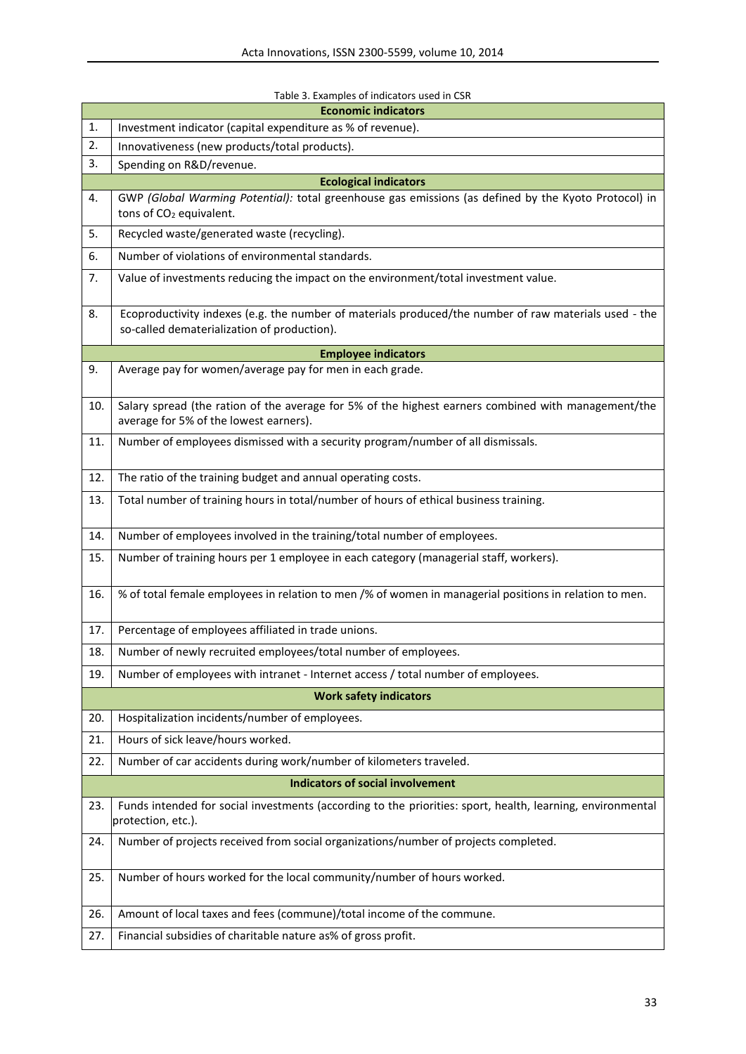Table 3. Examples of indicators used in CSR

| | |
|---|---|
| | **Economic indicators** |
| 1. | Investment indicator (capital expenditure as % of revenue). |
| 2. | Innovativeness (new products/total products). |
| 3. | Spending on R&D/revenue. |
| | **Ecological indicators** |
| 4. | GWP *(Global Warming Potential):* total greenhouse gas emissions (as defined by the Kyoto Protocol) in tons of $CO_2$ equivalent. |
| 5. | Recycled waste/generated waste (recycling). |
| 6. | Number of violations of environmental standards. |
| 7. | Value of investments reducing the impact on the environment/total investment value. |
| 8. | Ecoproductivity indexes (e.g. the number of materials produced/the number of raw materials used - the so-called dematerialization of production). |
| | **Employee indicators** |
| 9. | Average pay for women/average pay for men in each grade. |
| 10. | Salary spread (the ration of the average for 5% of the highest earners combined with management/the average for 5% of the lowest earners). |
| 11. | Number of employees dismissed with a security program/number of all dismissals. |
| 12. | The ratio of the training budget and annual operating costs. |
| 13. | Total number of training hours in total/number of hours of ethical business training. |
| 14. | Number of employees involved in the training/total number of employees. |
| 15. | Number of training hours per 1 employee in each category (managerial staff, workers). |
| 16. | % of total female employees in relation to men /% of women in managerial positions in relation to men. |
| 17. | Percentage of employees affiliated in trade unions. |
| 18. | Number of newly recruited employees/total number of employees. |
| 19. | Number of employees with intranet - Internet access / total number of employees. |
| | **Work safety indicators** |
| 20. | Hospitalization incidents/number of employees. |
| 21. | Hours of sick leave/hours worked. |
| 22. | Number of car accidents during work/number of kilometers traveled. |
| | **Indicators of social involvement** |
| 23. | Funds intended for social investments (according to the priorities: sport, health, learning, environmental protection, etc.). |
| 24. | Number of projects received from social organizations/number of projects completed. |
| 25. | Number of hours worked for the local community/number of hours worked. |
| 26. | Amount of local taxes and fees (commune)/total income of the commune. |
| 27. | Financial subsidies of charitable nature as% of gross profit. |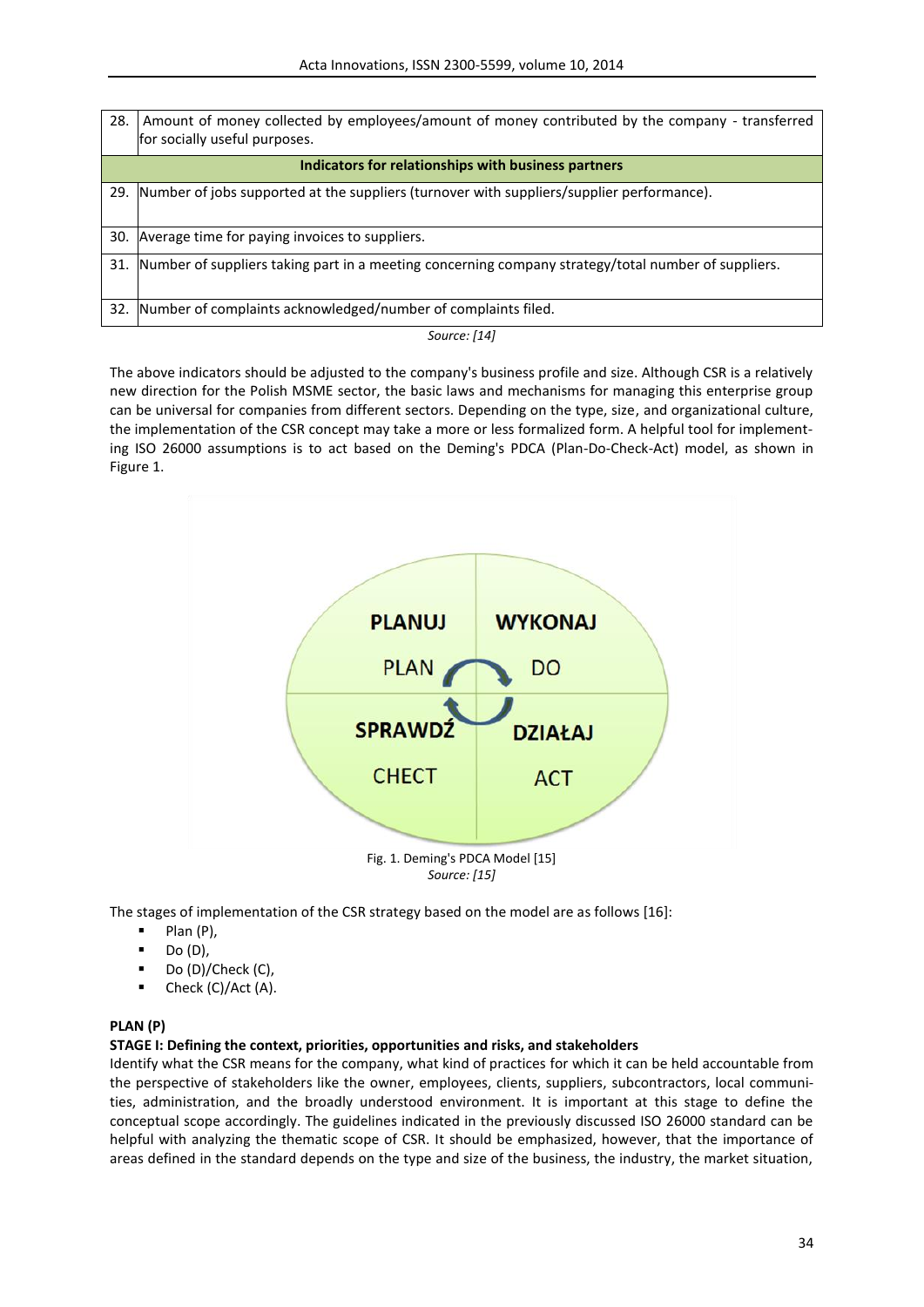| | |
|---|---|
| 28. | Amount of money collected by employees/amount of money contributed by the company - transferred for socially useful purposes. |
| | **Indicators for relationships with business partners** |
| 29. | Number of jobs supported at the suppliers (turnover with suppliers/supplier performance). |
| 30. | Average time for paying invoices to suppliers. |
| 31. | Number of suppliers taking part in a meeting concerning company strategy/total number of suppliers. |
| 32. | Number of complaints acknowledged/number of complaints filed. |

*Source: [14]*

The above indicators should be adjusted to the company's business profile and size. Although CSR is a relatively new direction for the Polish MSME sector, the basic laws and mechanisms for managing this enterprise group can be universal for companies from different sectors. Depending on the type, size, and organizational culture, the implementation of the CSR concept may take a more or less formalized form. A helpful tool for implementing ISO 26000 assumptions is to act based on the Deming's PDCA (Plan-Do-Check-Act) model, as shown in Figure 1.

PLANUJ
PLAN
WYKONAJ
DO
SPRAWDŹ
CHECT
DZIAŁAJ
ACT

Fig. 1. Deming's PDCA Model [15]
*Source: [15]*

The stages of implementation of the CSR strategy based on the model are as follows [16]:

- Plan (P),
- Do (D),
- Do (D)/Check (C),
- Check (C)/Act (A).

**PLAN (P)**

**STAGE I: Defining the context, priorities, opportunities and risks, and stakeholders**

Identify what the CSR means for the company, what kind of practices for which it can be held accountable from the perspective of stakeholders like the owner, employees, clients, suppliers, subcontractors, local communities, administration, and the broadly understood environment. It is important at this stage to define the conceptual scope accordingly. The guidelines indicated in the previously discussed ISO 26000 standard can be helpful with analyzing the thematic scope of CSR. It should be emphasized, however, that the importance of areas defined in the standard depends on the type and size of the business, the industry, the market situation,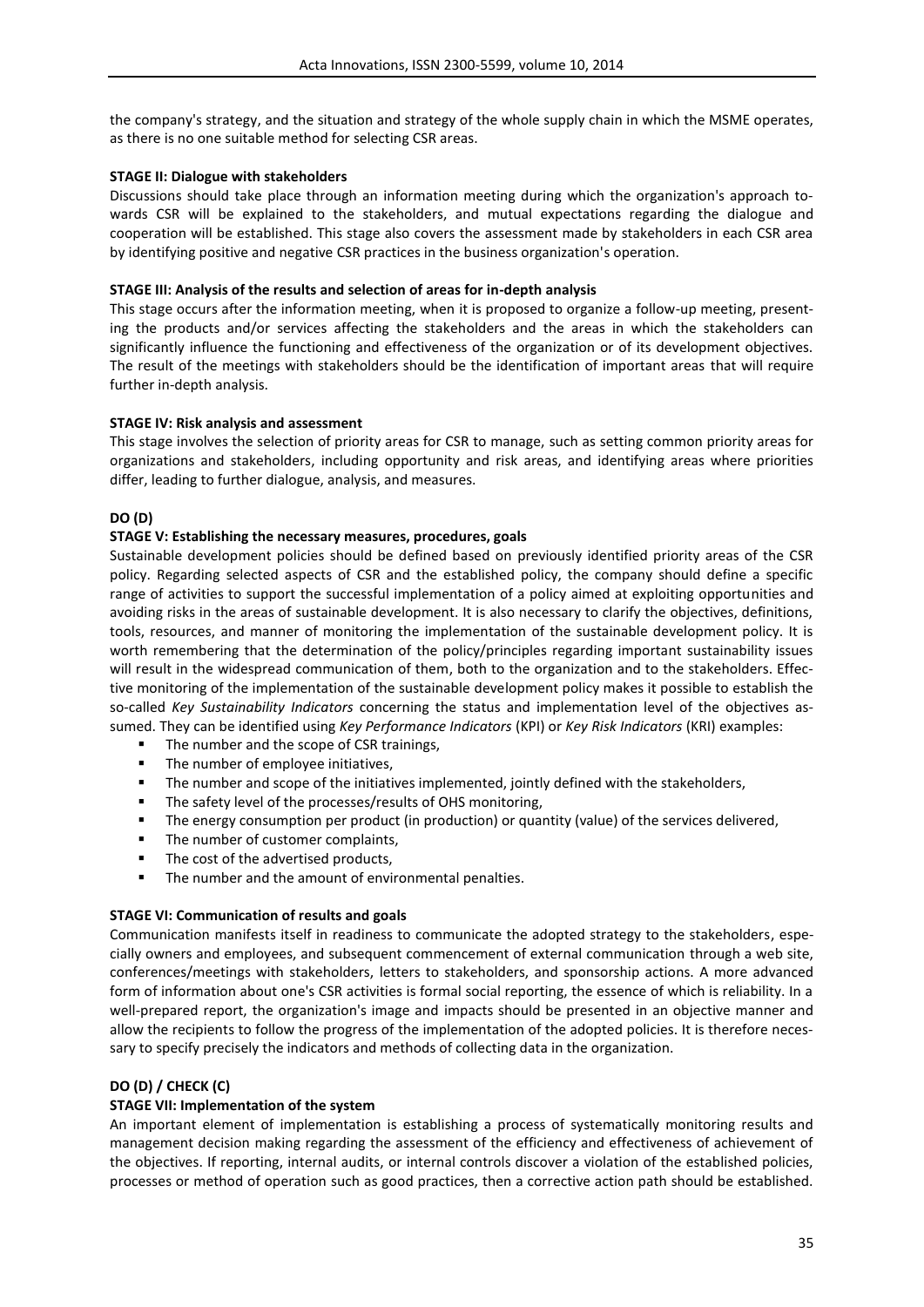the company's strategy, and the situation and strategy of the whole supply chain in which the MSME operates, as there is no one suitable method for selecting CSR areas.

**STAGE II: Dialogue with stakeholders**

Discussions should take place through an information meeting during which the organization's approach towards CSR will be explained to the stakeholders, and mutual expectations regarding the dialogue and cooperation will be established. This stage also covers the assessment made by stakeholders in each CSR area by identifying positive and negative CSR practices in the business organization's operation.

**STAGE III: Analysis of the results and selection of areas for in-depth analysis**

This stage occurs after the information meeting, when it is proposed to organize a follow-up meeting, presenting the products and/or services affecting the stakeholders and the areas in which the stakeholders can significantly influence the functioning and effectiveness of the organization or of its development objectives. The result of the meetings with stakeholders should be the identification of important areas that will require further in-depth analysis.

**STAGE IV: Risk analysis and assessment**

This stage involves the selection of priority areas for CSR to manage, such as setting common priority areas for organizations and stakeholders, including opportunity and risk areas, and identifying areas where priorities differ, leading to further dialogue, analysis, and measures.

**DO (D)**

**STAGE V: Establishing the necessary measures, procedures, goals**

Sustainable development policies should be defined based on previously identified priority areas of the CSR policy. Regarding selected aspects of CSR and the established policy, the company should define a specific range of activities to support the successful implementation of a policy aimed at exploiting opportunities and avoiding risks in the areas of sustainable development. It is also necessary to clarify the objectives, definitions, tools, resources, and manner of monitoring the implementation of the sustainable development policy. It is worth remembering that the determination of the policy/principles regarding important sustainability issues will result in the widespread communication of them, both to the organization and to the stakeholders. Effective monitoring of the implementation of the sustainable development policy makes it possible to establish the so-called *Key Sustainability Indicators* concerning the status and implementation level of the objectives assumed. They can be identified using *Key Performance Indicators* (KPI) or *Key Risk Indicators* (KRI) examples:

- The number and the scope of CSR trainings,
- The number of employee initiatives,
- The number and scope of the initiatives implemented, jointly defined with the stakeholders,
- The safety level of the processes/results of OHS monitoring,
- The energy consumption per product (in production) or quantity (value) of the services delivered,
- The number of customer complaints,
- The cost of the advertised products,
- The number and the amount of environmental penalties.

**STAGE VI: Communication of results and goals**

Communication manifests itself in readiness to communicate the adopted strategy to the stakeholders, especially owners and employees, and subsequent commencement of external communication through a web site, conferences/meetings with stakeholders, letters to stakeholders, and sponsorship actions. A more advanced form of information about one's CSR activities is formal social reporting, the essence of which is reliability. In a well-prepared report, the organization's image and impacts should be presented in an objective manner and allow the recipients to follow the progress of the implementation of the adopted policies. It is therefore necessary to specify precisely the indicators and methods of collecting data in the organization.

**DO (D) / CHECK (C)**

**STAGE VII: Implementation of the system**

An important element of implementation is establishing a process of systematically monitoring results and management decision making regarding the assessment of the efficiency and effectiveness of achievement of the objectives. If reporting, internal audits, or internal controls discover a violation of the established policies, processes or method of operation such as good practices, then a corrective action path should be established.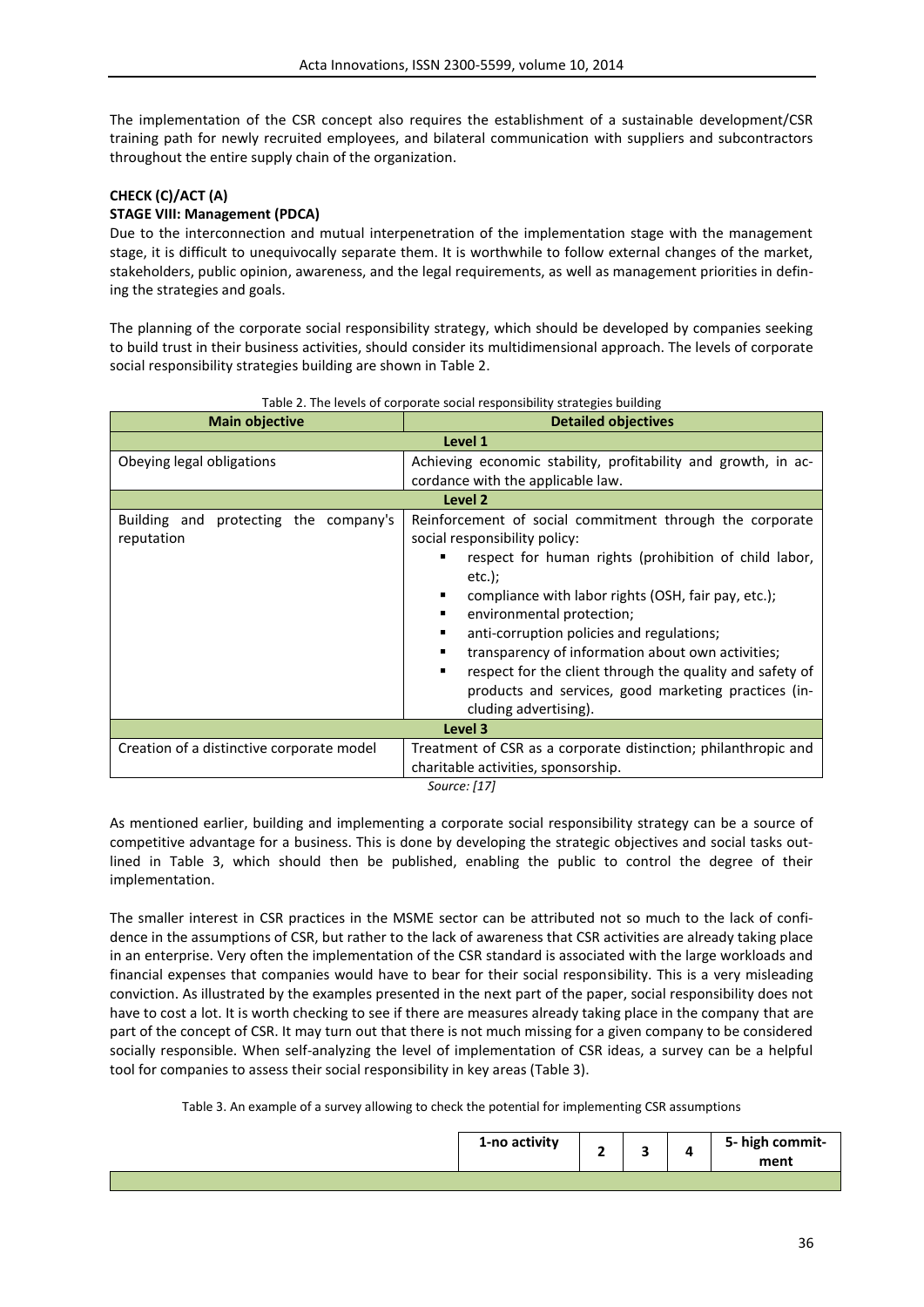The implementation of the CSR concept also requires the establishment of a sustainable development/CSR training path for newly recruited employees, and bilateral communication with suppliers and subcontractors throughout the entire supply chain of the organization.

**CHECK (C)/ACT (A)**

**STAGE VIII: Management (PDCA)**

Due to the interconnection and mutual interpenetration of the implementation stage with the management stage, it is difficult to unequivocally separate them. It is worthwhile to follow external changes of the market, stakeholders, public opinion, awareness, and the legal requirements, as well as management priorities in defining the strategies and goals.

The planning of the corporate social responsibility strategy, which should be developed by companies seeking to build trust in their business activities, should consider its multidimensional approach. The levels of corporate social responsibility strategies building are shown in Table 2.

Table 2. The levels of corporate social responsibility strategies building

| Main objective | Detailed objectives |
|---|---|
| **Level 1** | |
| Obeying legal obligations | Achieving economic stability, profitability and growth, in accordance with the applicable law. |
| **Level 2** | |
| Building and protecting the company's reputation | Reinforcement of social commitment through the corporate social responsibility policy: <br>▪ respect for human rights (prohibition of child labor, etc.); <br>▪ compliance with labor rights (OSH, fair pay, etc.); <br>▪ environmental protection; <br>▪ anti-corruption policies and regulations; <br>▪ transparency of information about own activities; <br>▪ respect for the client through the quality and safety of products and services, good marketing practices (including advertising). |
| **Level 3** | |
| Creation of a distinctive corporate model | Treatment of CSR as a corporate distinction; philanthropic and charitable activities, sponsorship. |

*Source: [17]*

As mentioned earlier, building and implementing a corporate social responsibility strategy can be a source of competitive advantage for a business. This is done by developing the strategic objectives and social tasks outlined in Table 3, which should then be published, enabling the public to control the degree of their implementation.

The smaller interest in CSR practices in the MSME sector can be attributed not so much to the lack of confidence in the assumptions of CSR, but rather to the lack of awareness that CSR activities are already taking place in an enterprise. Very often the implementation of the CSR standard is associated with the large workloads and financial expenses that companies would have to bear for their social responsibility. This is a very misleading conviction. As illustrated by the examples presented in the next part of the paper, social responsibility does not have to cost a lot. It is worth checking to see if there are measures already taking place in the company that are part of the concept of CSR. It may turn out that there is not much missing for a given company to be considered socially responsible. When self-analyzing the level of implementation of CSR ideas, a survey can be a helpful tool for companies to assess their social responsibility in key areas (Table 3).

Table 3. An example of a survey allowing to check the potential for implementing CSR assumptions

| | 1-no activity | 2 | 3 | 4 | 5- high commitment |
|---|---|---|---|---|---|
| | | | | | |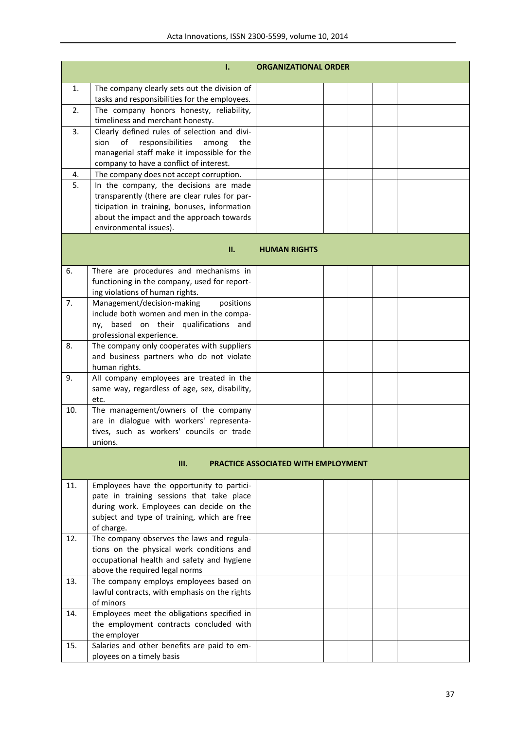| | | | | | | |
|---|---|---|---|---|---|---|
| | **I. ORGANIZATIONAL ORDER** | | | | | |
| 1. | The company clearly sets out the division of tasks and responsibilities for the employees. | | | | | |
| 2. | The company honors honesty, reliability, timeliness and merchant honesty. | | | | | |
| 3. | Clearly defined rules of selection and division of responsibilities among the managerial staff make it impossible for the company to have a conflict of interest. | | | | | |
| 4. | The company does not accept corruption. | | | | | |
| 5. | In the company, the decisions are made transparently (there are clear rules for participation in training, bonuses, information about the impact and the approach towards environmental issues). | | | | | |
| | **II. HUMAN RIGHTS** | | | | | |
| 6. | There are procedures and mechanisms in functioning in the company, used for reporting violations of human rights. | | | | | |
| 7. | Management/decision-making positions include both women and men in the company, based on their qualifications and professional experience. | | | | | |
| 8. | The company only cooperates with suppliers and business partners who do not violate human rights. | | | | | |
| 9. | All company employees are treated in the same way, regardless of age, sex, disability, etc. | | | | | |
| 10. | The management/owners of the company are in dialogue with workers' representatives, such as workers' councils or trade unions. | | | | | |
| | **III. PRACTICE ASSOCIATED WITH EMPLOYMENT** | | | | | |
| 11. | Employees have the opportunity to participate in training sessions that take place during work. Employees can decide on the subject and type of training, which are free of charge. | | | | | |
| 12. | The company observes the laws and regulations on the physical work conditions and occupational health and safety and hygiene above the required legal norms | | | | | |
| 13. | The company employs employees based on lawful contracts, with emphasis on the rights of minors | | | | | |
| 14. | Employees meet the obligations specified in the employment contracts concluded with the employer | | | | | |
| 15. | Salaries and other benefits are paid to employees on a timely basis | | | | | |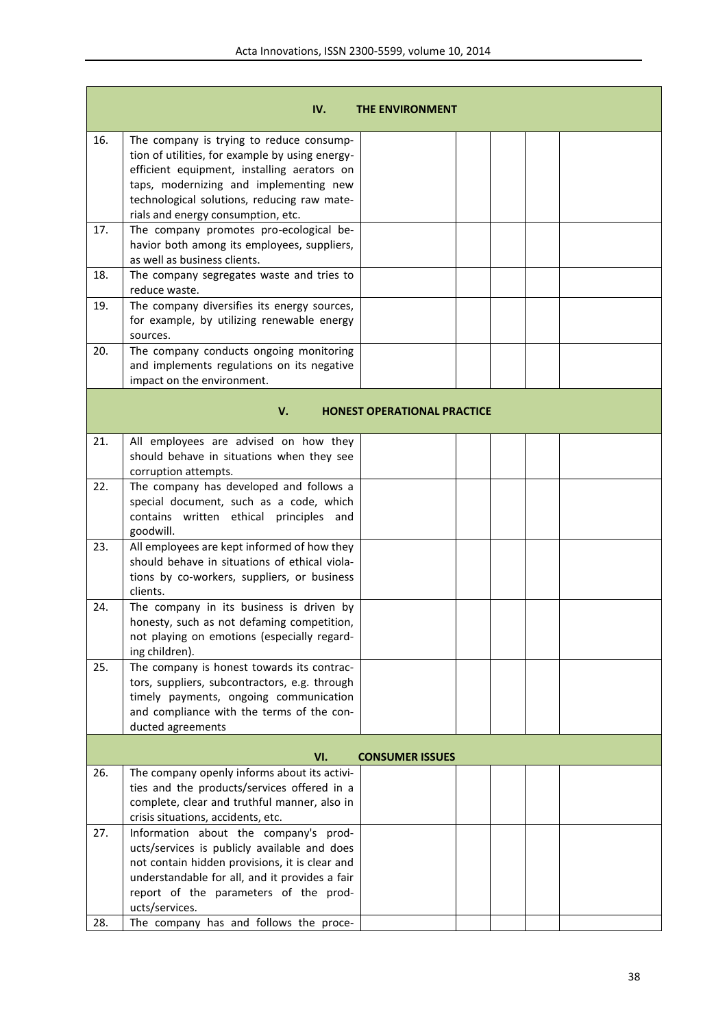| | | | | | | |
|---|---|---|---|---|---|---|
| | **IV. THE ENVIRONMENT** | | | | | |
| 16. | The company is trying to reduce consumption of utilities, for example by using energy-efficient equipment, installing aerators on taps, modernizing and implementing new technological solutions, reducing raw materials and energy consumption, etc. | | | | | |
| 17. | The company promotes pro-ecological behavior both among its employees, suppliers, as well as business clients. | | | | | |
| 18. | The company segregates waste and tries to reduce waste. | | | | | |
| 19. | The company diversifies its energy sources, for example, by utilizing renewable energy sources. | | | | | |
| 20. | The company conducts ongoing monitoring and implements regulations on its negative impact on the environment. | | | | | |
| | **V. HONEST OPERATIONAL PRACTICE** | | | | | |
| 21. | All employees are advised on how they should behave in situations when they see corruption attempts. | | | | | |
| 22. | The company has developed and follows a special document, such as a code, which contains written ethical principles and goodwill. | | | | | |
| 23. | All employees are kept informed of how they should behave in situations of ethical violations by co-workers, suppliers, or business clients. | | | | | |
| 24. | The company in its business is driven by honesty, such as not defaming competition, not playing on emotions (especially regarding children). | | | | | |
| 25. | The company is honest towards its contractors, suppliers, subcontractors, e.g. through timely payments, ongoing communication and compliance with the terms of the conducted agreements | | | | | |
| | **VI. CONSUMER ISSUES** | | | | | |
| 26. | The company openly informs about its activities and the products/services offered in a complete, clear and truthful manner, also in crisis situations, accidents, etc. | | | | | |
| 27. | Information about the company's products/services is publicly available and does not contain hidden provisions, it is clear and understandable for all, and it provides a fair report of the parameters of the products/services. | | | | | |
| 28. | The company has and follows the proce- | | | | | |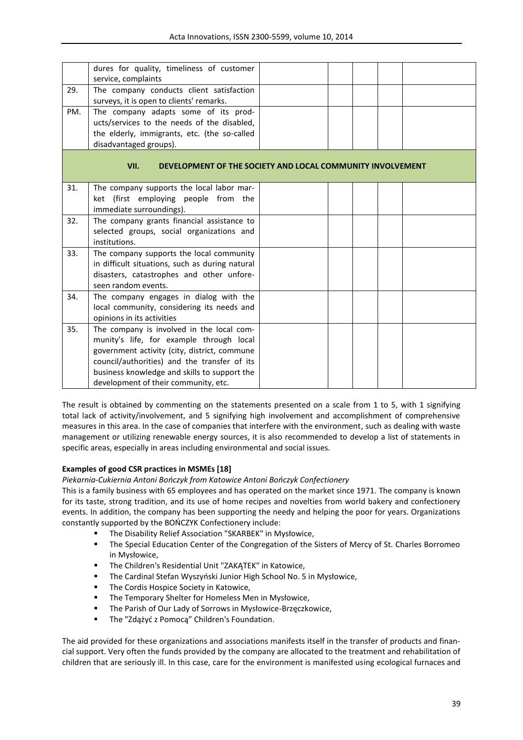| | | | | | | |
|---|---|---|---|---|---|---|
| | dures for quality, timeliness of customer service, complaints | | | | | |
| 29. | The company conducts client satisfaction surveys, it is open to clients' remarks. | | | | | |
| PM. | The company adapts some of its products/services to the needs of the disabled, the elderly, immigrants, etc. (the so-called disadvantaged groups). | | | | | |
| | **VII. DEVELOPMENT OF THE SOCIETY AND LOCAL COMMUNITY INVOLVEMENT** | | | | | |
| 31. | The company supports the local labor market (first employing people from the immediate surroundings). | | | | | |
| 32. | The company grants financial assistance to selected groups, social organizations and institutions. | | | | | |
| 33. | The company supports the local community in difficult situations, such as during natural disasters, catastrophes and other unforeseen random events. | | | | | |
| 34. | The company engages in dialog with the local community, considering its needs and opinions in its activities | | | | | |
| 35. | The company is involved in the local community's life, for example through local government activity (city, district, commune council/authorities) and the transfer of its business knowledge and skills to support the development of their community, etc. | | | | | |

The result is obtained by commenting on the statements presented on a scale from 1 to 5, with 1 signifying total lack of activity/involvement, and 5 signifying high involvement and accomplishment of comprehensive measures in this area. In the case of companies that interfere with the environment, such as dealing with waste management or utilizing renewable energy sources, it is also recommended to develop a list of statements in specific areas, especially in areas including environmental and social issues.

**Examples of good CSR practices in MSMEs [18]**

*Piekarnia-Cukiernia Antoni Bończyk from Katowice Antoni Bończyk Confectionery*

This is a family business with 65 employees and has operated on the market since 1971. The company is known for its taste, strong tradition, and its use of home recipes and novelties from world bakery and confectionery events. In addition, the company has been supporting the needy and helping the poor for years. Organizations constantly supported by the BOŃCZYK Confectionery include:

- The Disability Relief Association "SKARBEK" in Mysłowice,
- The Special Education Center of the Congregation of the Sisters of Mercy of St. Charles Borromeo in Mysłowice,
- The Children's Residential Unit "ZAKĄTEK" in Katowice,
- The Cardinal Stefan Wyszyński Junior High School No. 5 in Mysłowice,
- The Cordis Hospice Society in Katowice,
- The Temporary Shelter for Homeless Men in Mysłowice,
- The Parish of Our Lady of Sorrows in Mysłowice-Brzęczkowice,
- The "Zdążyć z Pomocą" Children's Foundation.

The aid provided for these organizations and associations manifests itself in the transfer of products and financial support. Very often the funds provided by the company are allocated to the treatment and rehabilitation of children that are seriously ill. In this case, care for the environment is manifested using ecological furnaces and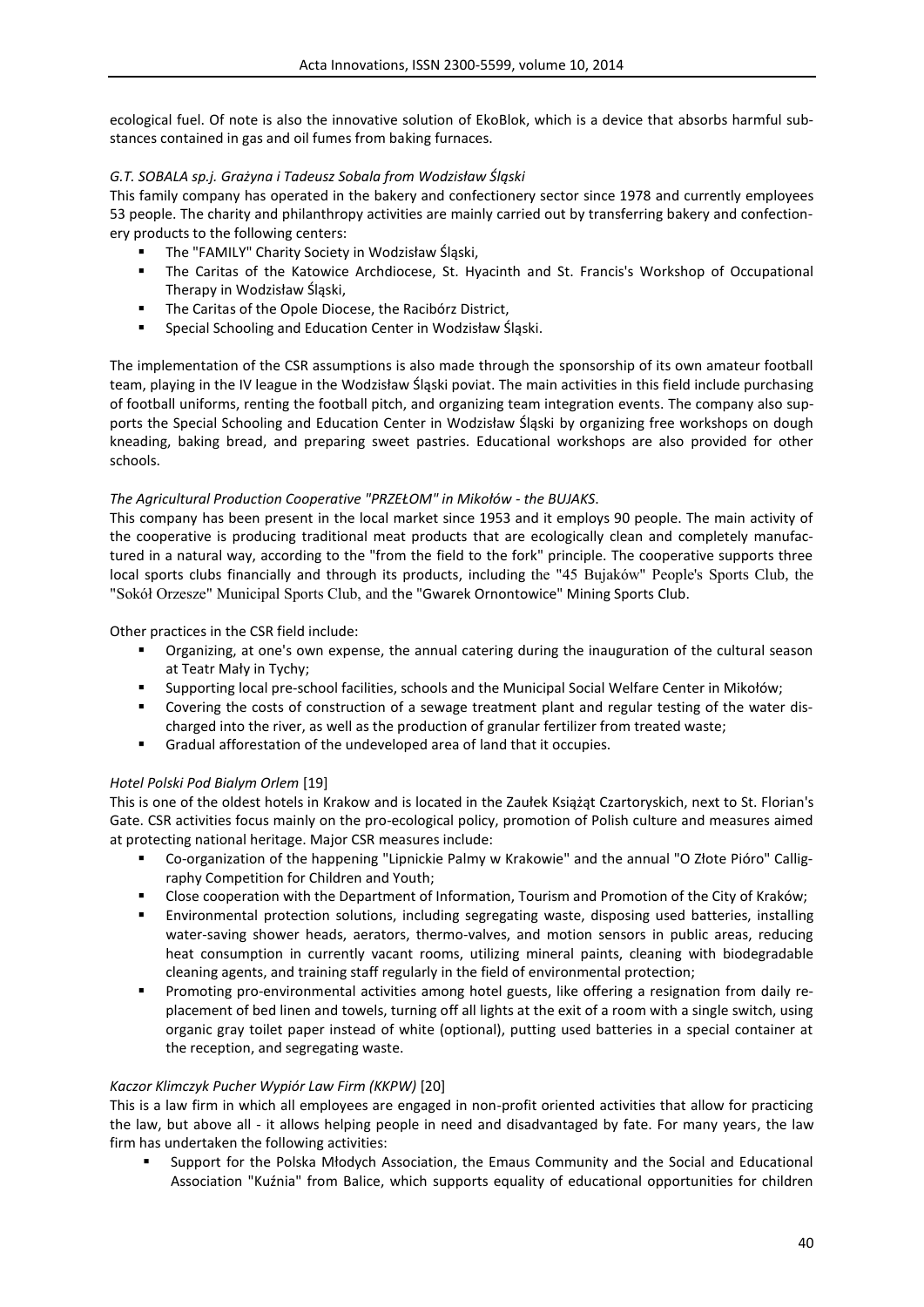ecological fuel. Of note is also the innovative solution of EkoBlok, which is a device that absorbs harmful substances contained in gas and oil fumes from baking furnaces.

*G.T. SOBALA sp.j. Grażyna i Tadeusz Sobala from Wodzisław Śląski*

This family company has operated in the bakery and confectionery sector since 1978 and currently employees 53 people. The charity and philanthropy activities are mainly carried out by transferring bakery and confectionery products to the following centers:

- The "FAMILY" Charity Society in Wodzisław Śląski,
- The Caritas of the Katowice Archdiocese, St. Hyacinth and St. Francis's Workshop of Occupational Therapy in Wodzisław Śląski,
- The Caritas of the Opole Diocese, the Racibórz District,
- Special Schooling and Education Center in Wodzisław Śląski.

The implementation of the CSR assumptions is also made through the sponsorship of its own amateur football team, playing in the IV league in the Wodzisław Śląski poviat. The main activities in this field include purchasing of football uniforms, renting the football pitch, and organizing team integration events. The company also supports the Special Schooling and Education Center in Wodzisław Śląski by organizing free workshops on dough kneading, baking bread, and preparing sweet pastries. Educational workshops are also provided for other schools.

*The Agricultural Production Cooperative "PRZEŁOM" in Mikołów - the BUJAKS.*

This company has been present in the local market since 1953 and it employs 90 people. The main activity of the cooperative is producing traditional meat products that are ecologically clean and completely manufactured in a natural way, according to the "from the field to the fork" principle. The cooperative supports three local sports clubs financially and through its products, including the "45 Bujaków" People's Sports Club, the "Sokół Orzesze" Municipal Sports Club, and the "Gwarek Ornontowice" Mining Sports Club.

Other practices in the CSR field include:

- Organizing, at one's own expense, the annual catering during the inauguration of the cultural season at Teatr Mały in Tychy;
- Supporting local pre-school facilities, schools and the Municipal Social Welfare Center in Mikołów;
- Covering the costs of construction of a sewage treatment plant and regular testing of the water discharged into the river, as well as the production of granular fertilizer from treated waste;
- Gradual afforestation of the undeveloped area of land that it occupies.

*Hotel Polski Pod Bialym Orlem* [19]

This is one of the oldest hotels in Krakow and is located in the Zaułek Książąt Czartoryskich, next to St. Florian's Gate. CSR activities focus mainly on the pro-ecological policy, promotion of Polish culture and measures aimed at protecting national heritage. Major CSR measures include:

- Co-organization of the happening "Lipnickie Palmy w Krakowie" and the annual "O Złote Pióro" Calligraphy Competition for Children and Youth;
- Close cooperation with the Department of Information, Tourism and Promotion of the City of Kraków;
- Environmental protection solutions, including segregating waste, disposing used batteries, installing water-saving shower heads, aerators, thermo-valves, and motion sensors in public areas, reducing heat consumption in currently vacant rooms, utilizing mineral paints, cleaning with biodegradable cleaning agents, and training staff regularly in the field of environmental protection;
- Promoting pro-environmental activities among hotel guests, like offering a resignation from daily replacement of bed linen and towels, turning off all lights at the exit of a room with a single switch, using organic gray toilet paper instead of white (optional), putting used batteries in a special container at the reception, and segregating waste.

*Kaczor Klimczyk Pucher Wypiór Law Firm (KKPW)* [20]

This is a law firm in which all employees are engaged in non-profit oriented activities that allow for practicing the law, but above all - it allows helping people in need and disadvantaged by fate. For many years, the law firm has undertaken the following activities:

- Support for the Polska Młodych Association, the Emaus Community and the Social and Educational Association "Kuźnia" from Balice, which supports equality of educational opportunities for children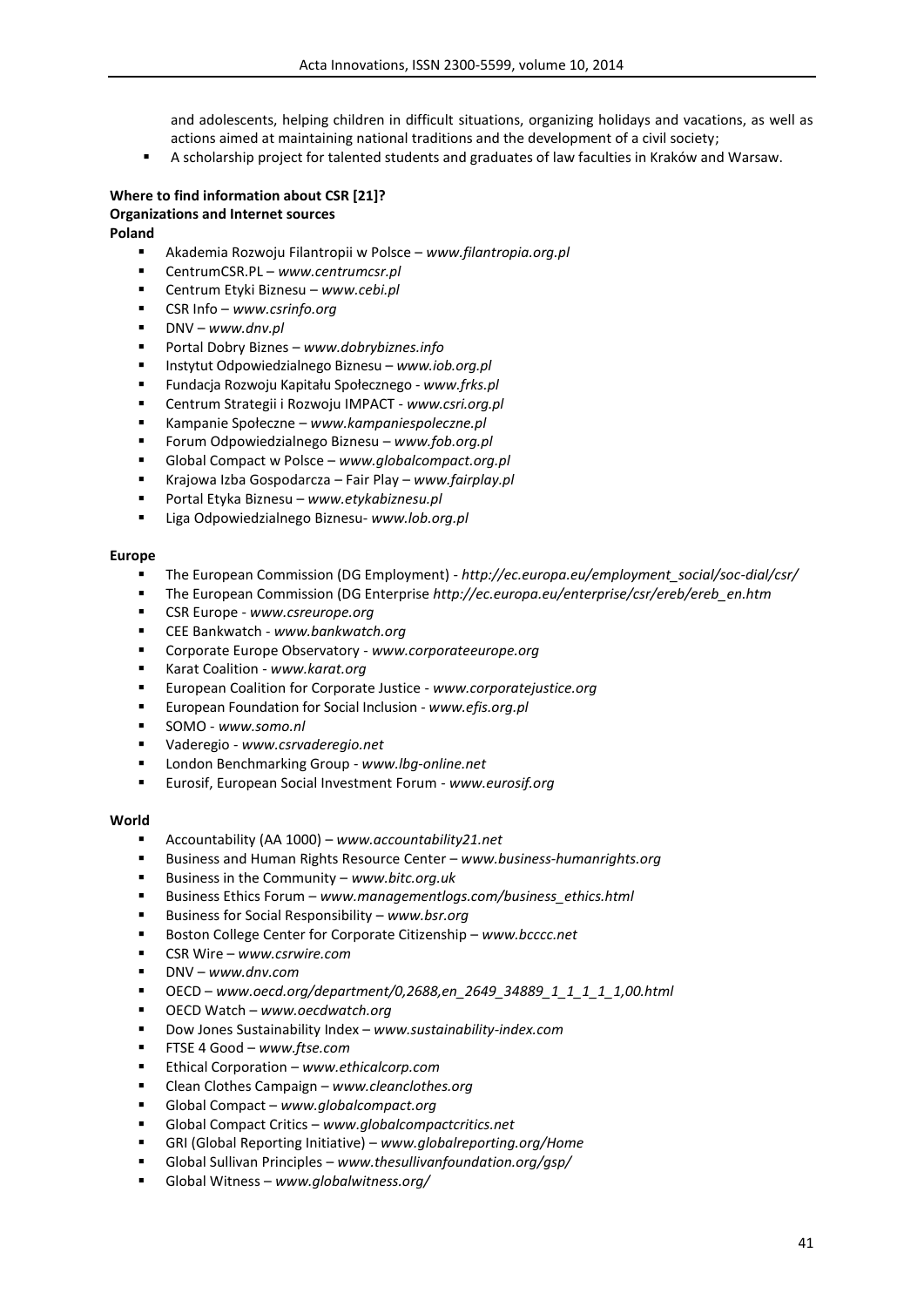and adolescents, helping children in difficult situations, organizing holidays and vacations, as well as actions aimed at maintaining national traditions and the development of a civil society;

- A scholarship project for talented students and graduates of law faculties in Kraków and Warsaw.

**Where to find information about CSR [21]?**
**Organizations and Internet sources**
**Poland**

- Akademia Rozwoju Filantropii w Polsce – *www.filantropia.org.pl*
- CentrumCSR.PL – *www.centrumcsr.pl*
- Centrum Etyki Biznesu – *www.cebi.pl*
- CSR Info – *www.csrinfo.org*
- DNV – *www.dnv.pl*
- Portal Dobry Biznes – *www.dobrybiznes.info*
- Instytut Odpowiedzialnego Biznesu – *www.iob.org.pl*
- Fundacja Rozwoju Kapitału Społecznego - *www.frks.pl*
- Centrum Strategii i Rozwoju IMPACT - *www.csri.org.pl*
- Kampanie Społeczne – *www.kampaniespoleczne.pl*
- Forum Odpowiedzialnego Biznesu – *www.fob.org.pl*
- Global Compact w Polsce – *www.globalcompact.org.pl*
- Krajowa Izba Gospodarcza – Fair Play – *www.fairplay.pl*
- Portal Etyka Biznesu – *www.etykabiznesu.pl*
- Liga Odpowiedzialnego Biznesu- *www.lob.org.pl*

**Europe**

- The European Commission (DG Employment) - *http://ec.europa.eu/employment_social/soc-dial/csr/*
- The European Commission (DG Enterprise *http://ec.europa.eu/enterprise/csr/ereb/ereb_en.htm*
- CSR Europe - *www.csreurope.org*
- CEE Bankwatch - *www.bankwatch.org*
- Corporate Europe Observatory - *www.corporateeurope.org*
- Karat Coalition - *www.karat.org*
- European Coalition for Corporate Justice - *www.corporatejustice.org*
- European Foundation for Social Inclusion - *www.efis.org.pl*
- SOMO - *www.somo.nl*
- Vaderegio - *www.csrvaderegio.net*
- London Benchmarking Group - *www.lbg-online.net*
- Eurosif, European Social Investment Forum - *www.eurosif.org*

**World**

- Accountability (AA 1000) – *www.accountability21.net*
- Business and Human Rights Resource Center – *www.business-humanrights.org*
- Business in the Community – *www.bitc.org.uk*
- Business Ethics Forum – *www.managementlogs.com/business_ethics.html*
- Business for Social Responsibility – *www.bsr.org*
- Boston College Center for Corporate Citizenship – *www.bcccc.net*
- CSR Wire – *www.csrwire.com*
- DNV – *www.dnv.com*
- OECD – *www.oecd.org/department/0,2688,en_2649_34889_1_1_1_1_1,00.html*
- OECD Watch – *www.oecdwatch.org*
- Dow Jones Sustainability Index – *www.sustainability-index.com*
- FTSE 4 Good – *www.ftse.com*
- Ethical Corporation – *www.ethicalcorp.com*
- Clean Clothes Campaign – *www.cleanclothes.org*
- Global Compact – *www.globalcompact.org*
- Global Compact Critics – *www.globalcompactcritics.net*
- GRI (Global Reporting Initiative) – *www.globalreporting.org/Home*
- Global Sullivan Principles – *www.thesullivanfoundation.org/gsp/*
- Global Witness – *www.globalwitness.org/*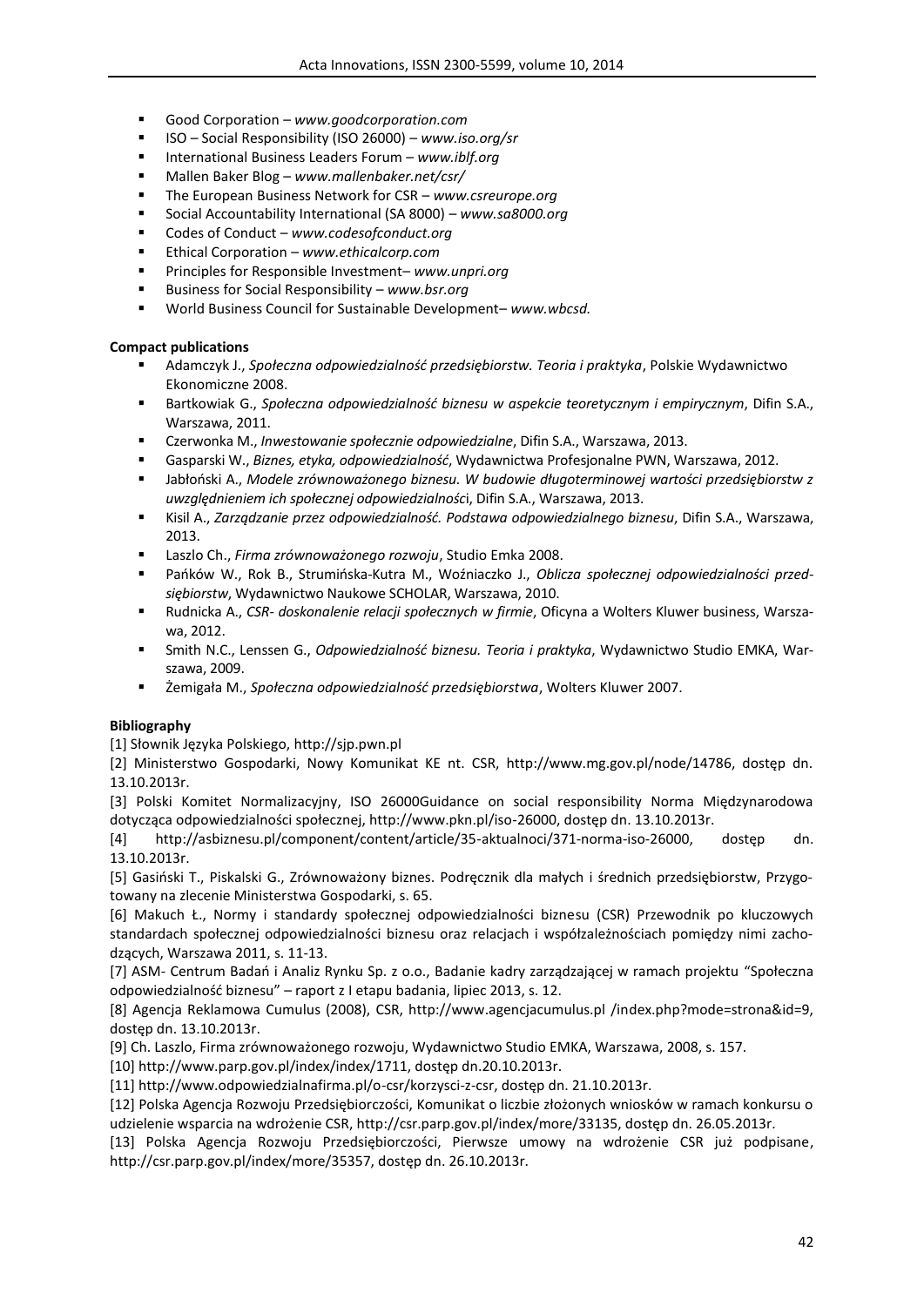- Good Corporation – *www.goodcorporation.com*
- ISO – Social Responsibility (ISO 26000) – *www.iso.org/sr*
- International Business Leaders Forum – *www.iblf.org*
- Mallen Baker Blog – *www.mallenbaker.net/csr/*
- The European Business Network for CSR – *www.csreurope.org*
- Social Accountability International (SA 8000) – *www.sa8000.org*
- Codes of Conduct – *www.codesofconduct.org*
- Ethical Corporation – *www.ethicalcorp.com*
- Principles for Responsible Investment– *www.unpri.org*
- Business for Social Responsibility – *www.bsr.org*
- World Business Council for Sustainable Development– *www.wbcsd.*

**Compact publications**

- Adamczyk J., *Społeczna odpowiedzialność przedsiębiorstw. Teoria i praktyka*, Polskie Wydawnictwo Ekonomiczne 2008.
- Bartkowiak G., *Społeczna odpowiedzialność biznesu w aspekcie teoretycznym i empirycznym*, Difin S.A., Warszawa, 2011.
- Czerwonka M., *Inwestowanie społecznie odpowiedzialne*, Difin S.A., Warszawa, 2013.
- Gasparski W., *Biznes, etyka, odpowiedzialność*, Wydawnictwa Profesjonalne PWN, Warszawa, 2012.
- Jabłoński A., *Modele zrównoważonego biznesu. W budowie długoterminowej wartości przedsiębiorstw z uwzględnieniem ich społecznej odpowiedzialnoś*ci, Difin S.A., Warszawa, 2013.
- Kisil A., *Zarządzanie przez odpowiedzialność. Podstawa odpowiedzialnego biznesu*, Difin S.A., Warszawa, 2013.
- Laszlo Ch., *Firma zrównoważonego rozwoju*, Studio Emka 2008.
- Pańków W., Rok B., Strumińska-Kutra M., Woźniaczko J., *Oblicza społecznej odpowiedzialności przedsiębiorstw*, Wydawnictwo Naukowe SCHOLAR, Warszawa, 2010.
- Rudnicka A., *CSR- doskonalenie relacji społecznych w firmie*, Oficyna a Wolters Kluwer business, Warszawa, 2012.
- Smith N.C., Lenssen G., *Odpowiedzialność biznesu. Teoria i praktyka*, Wydawnictwo Studio EMKA, Warszawa, 2009.
- Żemigała M., *Społeczna odpowiedzialność przedsiębiorstwa*, Wolters Kluwer 2007.

**Bibliography**

[1] Słownik Języka Polskiego, http://sjp.pwn.pl

[2] Ministerstwo Gospodarki, Nowy Komunikat KE nt. CSR, http://www.mg.gov.pl/node/14786, dostęp dn. 13.10.2013r.

[3] Polski Komitet Normalizacyjny, ISO 26000Guidance on social responsibility Norma Międzynarodowa dotycząca odpowiedzialności społecznej, http://www.pkn.pl/iso-26000, dostęp dn. 13.10.2013r.

[4] http://asbiznesu.pl/component/content/article/35-aktualnoci/371-norma-iso-26000, dostęp dn. 13.10.2013r.

[5] Gasiński T., Piskalski G., Zrównoważony biznes. Podręcznik dla małych i średnich przedsiębiorstw, Przygotowany na zlecenie Ministerstwa Gospodarki, s. 65.

[6] Makuch Ł., Normy i standardy społecznej odpowiedzialności biznesu (CSR) Przewodnik po kluczowych standardach społecznej odpowiedzialności biznesu oraz relacjach i współzależnościach pomiędzy nimi zachodzących, Warszawa 2011, s. 11-13.

[7] ASM- Centrum Badań i Analiz Rynku Sp. z o.o., Badanie kadry zarządzającej w ramach projektu "Społeczna odpowiedzialność biznesu" – raport z I etapu badania, lipiec 2013, s. 12.

[8] Agencja Reklamowa Cumulus (2008), CSR, http://www.agencjacumulus.pl /index.php?mode=strona&id=9, dostęp dn. 13.10.2013r.

[9] Ch. Laszlo, Firma zrównoważonego rozwoju, Wydawnictwo Studio EMKA, Warszawa, 2008, s. 157.

[10] http://www.parp.gov.pl/index/index/1711, dostęp dn.20.10.2013r.

[11] http://www.odpowiedzialnafirma.pl/o-csr/korzysci-z-csr, dostęp dn. 21.10.2013r.

[12] Polska Agencja Rozwoju Przedsiębiorczości, Komunikat o liczbie złożonych wniosków w ramach konkursu o udzielenie wsparcia na wdrożenie CSR, http://csr.parp.gov.pl/index/more/33135, dostęp dn. 26.05.2013r.

[13] Polska Agencja Rozwoju Przedsiębiorczości, Pierwsze umowy na wdrożenie CSR już podpisane, http://csr.parp.gov.pl/index/more/35357, dostęp dn. 26.10.2013r.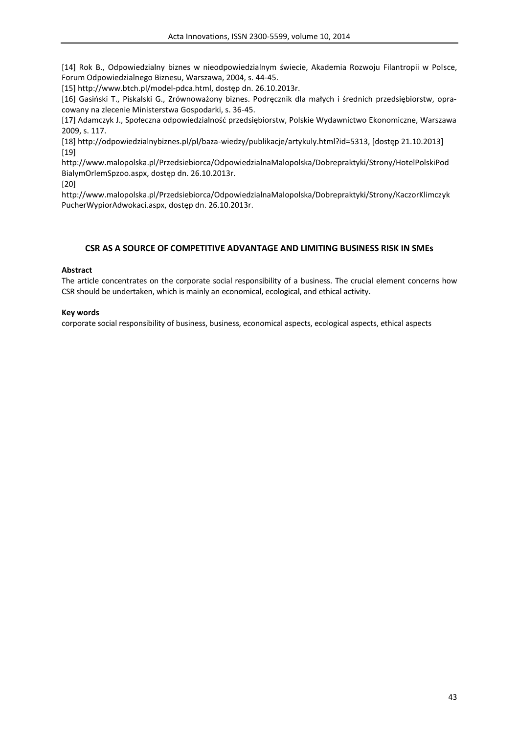[14] Rok B., Odpowiedzialny biznes w nieodpowiedzialnym świecie, Akademia Rozwoju Filantropii w Polsce, Forum Odpowiedzialnego Biznesu, Warszawa, 2004, s. 44-45.

[15] http://www.btch.pl/model-pdca.html, dostęp dn. 26.10.2013r.

[16] Gasiński T., Piskalski G., Zrównoważony biznes. Podręcznik dla małych i średnich przedsiębiorstw, opracowany na zlecenie Ministerstwa Gospodarki, s. 36-45.

[17] Adamczyk J., Społeczna odpowiedzialność przedsiębiorstw, Polskie Wydawnictwo Ekonomiczne, Warszawa 2009, s. 117.

[18] http://odpowiedzialnybiznes.pl/pl/baza-wiedzy/publikacje/artykuly.html?id=5313, [dostęp 21.10.2013]

[19] http://www.malopolska.pl/Przedsiebiorca/OdpowiedzialnaMalopolska/Dobrepraktyki/Strony/HotelPolskiPodBialymOrlemSpzoo.aspx, dostęp dn. 26.10.2013r.

[20] http://www.malopolska.pl/Przedsiebiorca/OdpowiedzialnaMalopolska/Dobrepraktyki/Strony/KaczorKlimczykPucherWypiorAdwokaci.aspx, dostęp dn. 26.10.2013r.

## CSR AS A SOURCE OF COMPETITIVE ADVANTAGE AND LIMITING BUSINESS RISK IN SMEs

**Abstract**

The article concentrates on the corporate social responsibility of a business. The crucial element concerns how CSR should be undertaken, which is mainly an economical, ecological, and ethical activity.

**Key words**

corporate social responsibility of business, business, economical aspects, ecological aspects, ethical aspects